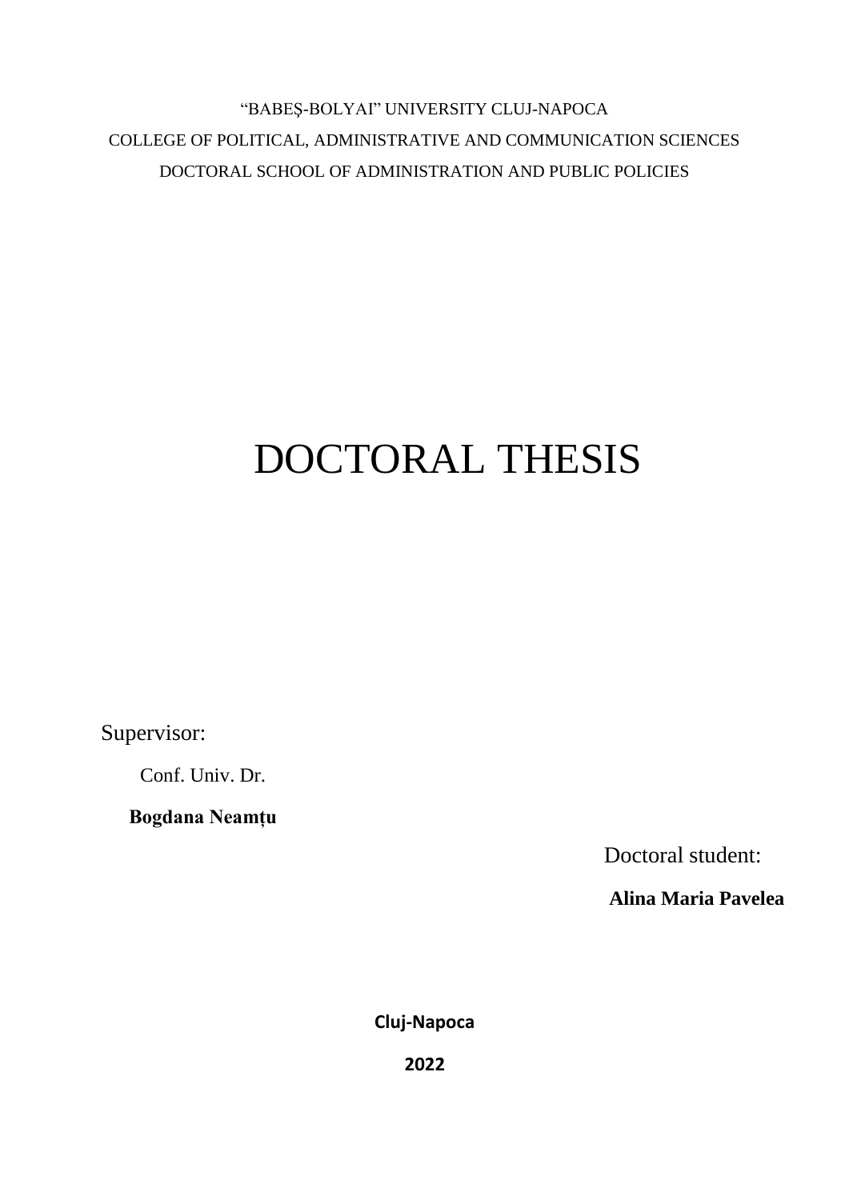"BABEŞ-BOLYAI" UNIVERSITY CLUJ-NAPOCA

COLLEGE OF POLITICAL, ADMINISTRATIVE AND COMMUNICATION SCIENCES

DOCTORAL SCHOOL OF ADMINISTRATION AND PUBLIC POLICIES

# DOCTORAL THESIS

Supervisor:

Conf. Univ. Dr.

**Bogdana Neamțu**

Doctoral student:

**Alina Maria Pavelea**

**Cluj-Napoca**

**2022**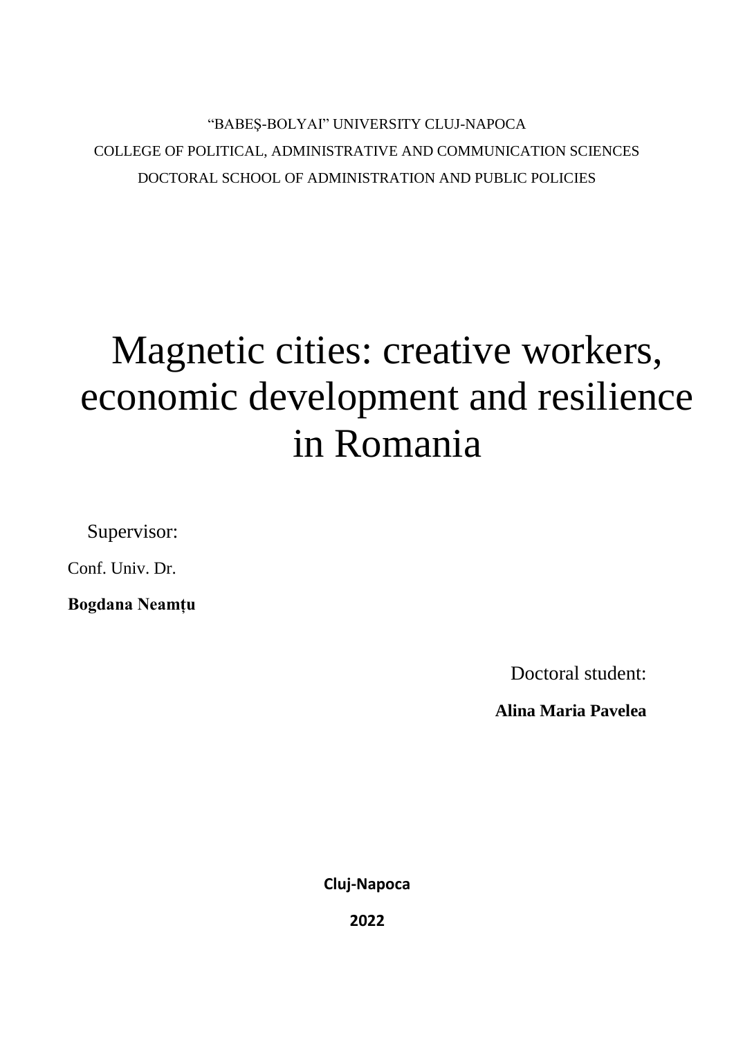"BABEȘ-BOLYAI" UNIVERSITY CLUJ-NAPOCA

COLLEGE OF POLITICAL, ADMINISTRATIVE AND COMMUNICATION SCIENCES

DOCTORAL SCHOOL OF ADMINISTRATION AND PUBLIC POLICIES

# Magnetic cities: creative workers, economic development and resilience in Romania

Supervisor:

Conf. Univ. Dr.

**Bogdana Neamțu**

Doctoral student:

**Alina Maria Pavelea**

**Cluj-Napoca**

**2022**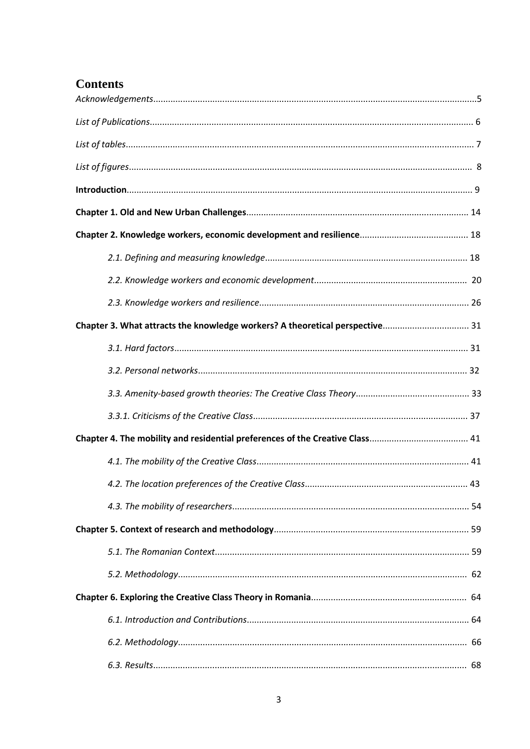# Contents

*Acknowledgements*.....5

*List of Publications*..... 6

*List of tables*..... 7

*List of figures*..... 8

**Introduction**..... 9

**Chapter 1. Old and New Urban Challenges**..... 14

**Chapter 2. Knowledge workers, economic development and resilience**..... 18

*2.1. Defining and measuring knowledge*..... 18

*2.2. Knowledge workers and economic development*..... 20

*2.3. Knowledge workers and resilience*..... 26

**Chapter 3. What attracts the knowledge workers? A theoretical perspective**..... 31

*3.1. Hard factors*..... 31

*3.2. Personal networks*..... 32

*3.3. Amenity-based growth theories: The Creative Class Theory*..... 33

*3.3.1. Criticisms of the Creative Class*..... 37

**Chapter 4. The mobility and residential preferences of the Creative Class**..... 41

*4.1. The mobility of the Creative Class*..... 41

*4.2. The location preferences of the Creative Class*..... 43

*4.3. The mobility of researchers*..... 54

**Chapter 5. Context of research and methodology**..... 59

*5.1. The Romanian Context*..... 59

*5.2. Methodology*..... 62

**Chapter 6. Exploring the Creative Class Theory in Romania**..... 64

*6.1. Introduction and Contributions*..... 64

*6.2. Methodology*..... 66

*6.3. Results*..... 68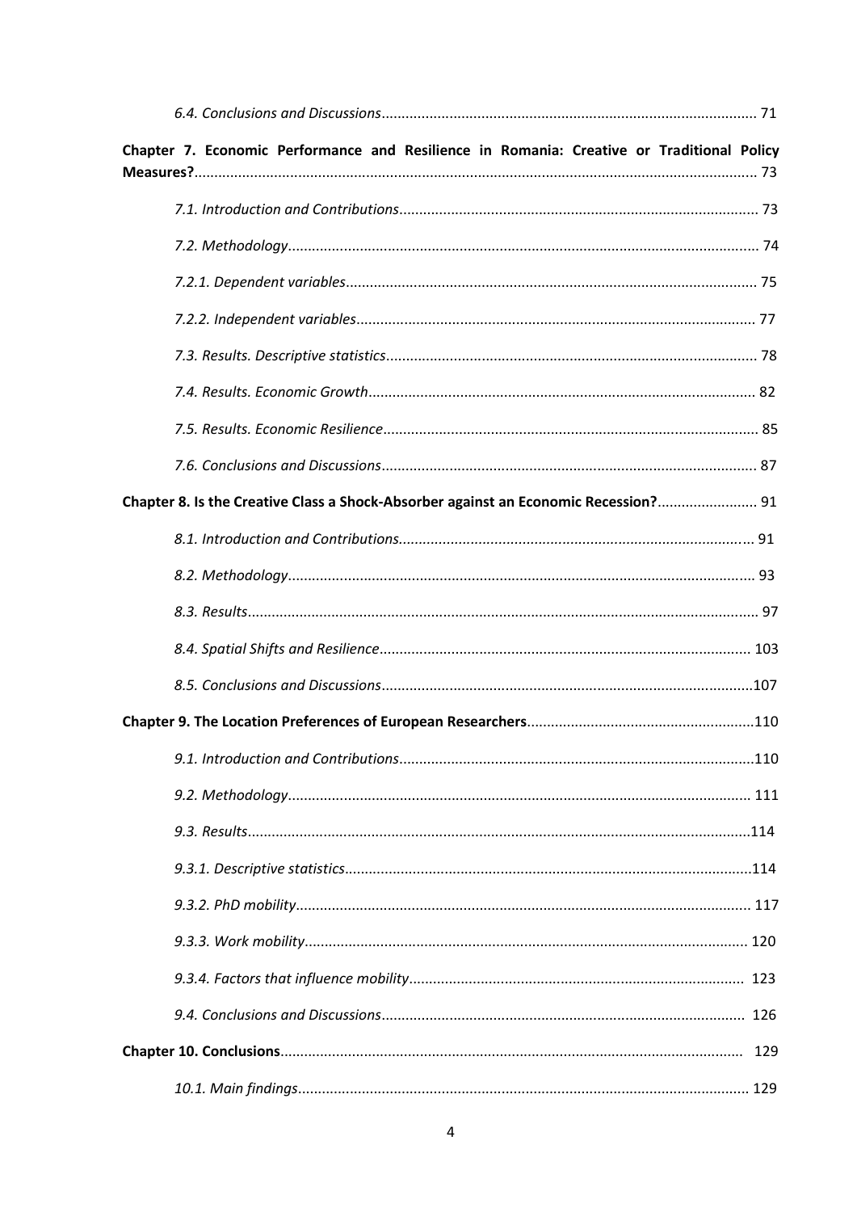*6.4. Conclusions and Discussions* ............................................................................................. 71

**Chapter 7. Economic Performance and Resilience in Romania: Creative or Traditional Policy Measures?** ........................................................................................................................................... 73

*7.1. Introduction and Contributions* ......................................................................................... 73

*7.2. Methodology* ..................................................................................................................... 74

*7.2.1. Dependent variables* ...................................................................................................... 75

*7.2.2. Independent variables* ................................................................................................... 77

*7.3. Results. Descriptive statistics* ............................................................................................ 78

*7.4. Results. Economic Growth* ................................................................................................ 82

*7.5. Results. Economic Resilience* ............................................................................................. 85

*7.6. Conclusions and Discussions* ............................................................................................. 87

**Chapter 8. Is the Creative Class a Shock-Absorber against an Economic Recession?** ......................... 91

*8.1. Introduction and Contributions* ......................................................................................... 91

*8.2. Methodology* ..................................................................................................................... 93

*8.3. Results* .............................................................................................................................. 97

*8.4. Spatial Shifts and Resilience* ............................................................................................ 103

*8.5. Conclusions and Discussions* ............................................................................................ 107

**Chapter 9. The Location Preferences of European Researchers** ......................................................... 110

*9.1. Introduction and Contributions* ........................................................................................ 110

*9.2. Methodology* .................................................................................................................... 111

*9.3. Results* ............................................................................................................................. 114

*9.3.1. Descriptive statistics* ..................................................................................................... 114

*9.3.2. PhD mobility* ................................................................................................................. 117

*9.3.3. Work mobility* ............................................................................................................... 120

*9.3.4. Factors that influence mobility* .................................................................................... 123

*9.4. Conclusions and Discussions* ........................................................................................... 126

**Chapter 10. Conclusions** .................................................................................................................. 129

*10.1. Main findings* ................................................................................................................. 129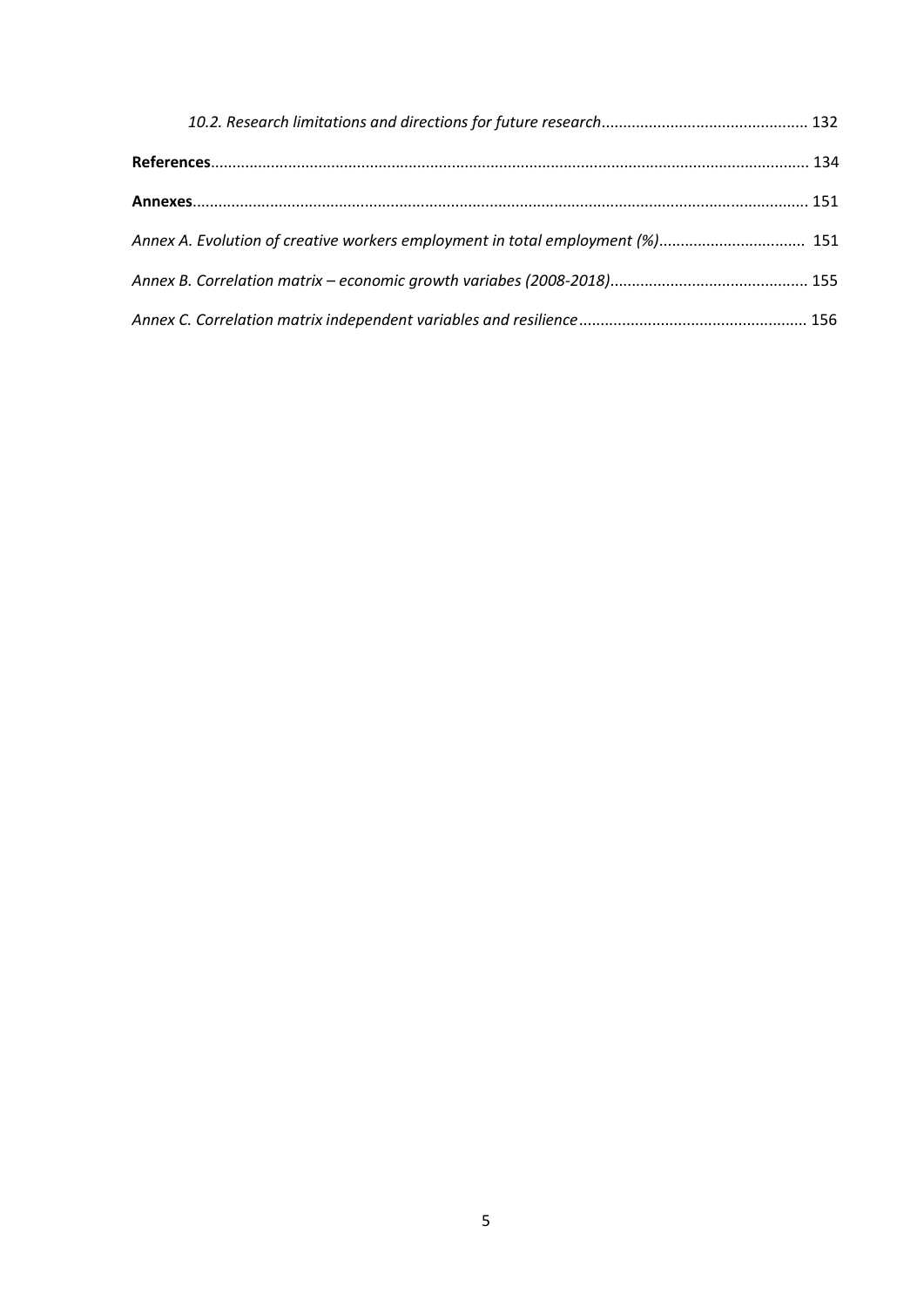*10.2. Research limitations and directions for future research* ............................................... 132

**References** ......................................................................................................................................... 134

**Annexes** ............................................................................................................................................. 151

*Annex A. Evolution of creative workers employment in total employment (%)* ................................. 151

*Annex B. Correlation matrix – economic growth variabes (2008-2018)* ............................................. 155

*Annex C. Correlation matrix independent variables and resilience* .................................................... 156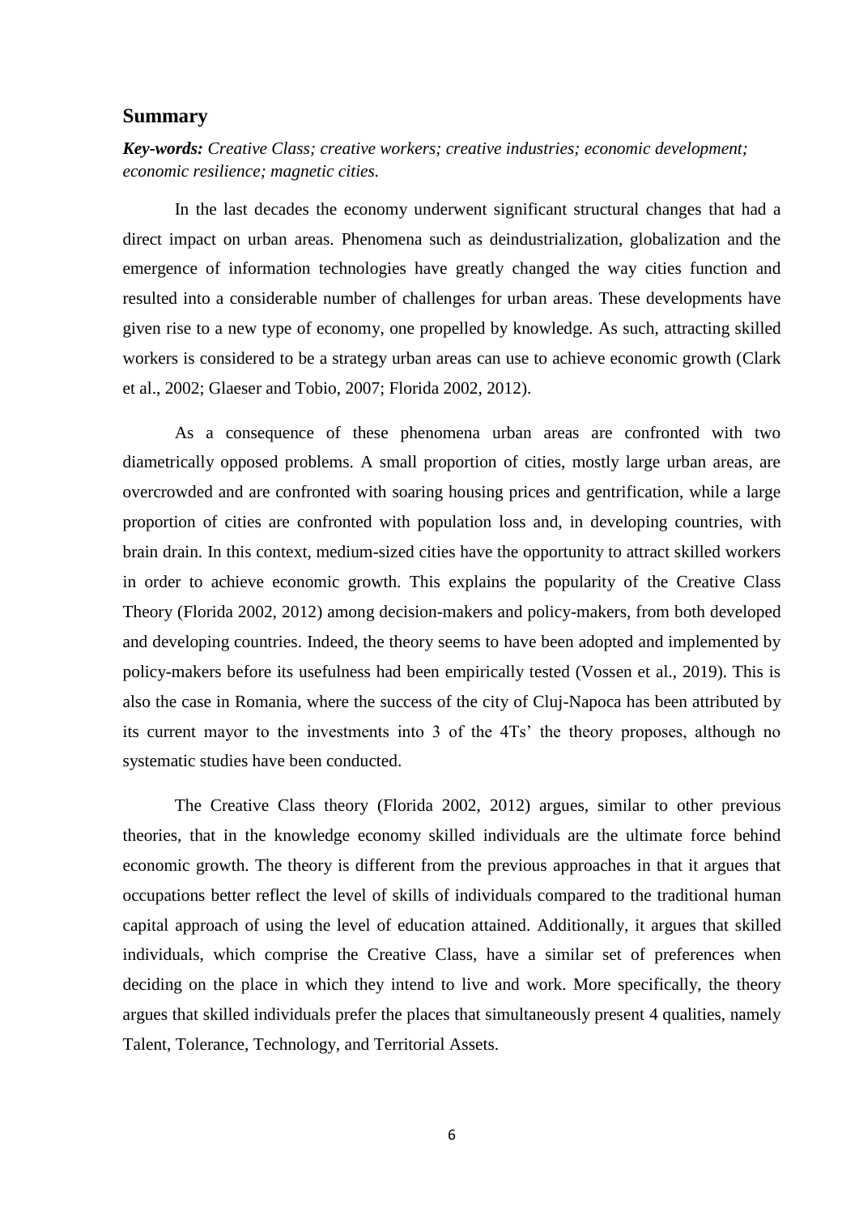## Summary

***Key-words:*** *Creative Class; creative workers; creative industries; economic development; economic resilience; magnetic cities.*

In the last decades the economy underwent significant structural changes that had a direct impact on urban areas. Phenomena such as deindustrialization, globalization and the emergence of information technologies have greatly changed the way cities function and resulted into a considerable number of challenges for urban areas. These developments have given rise to a new type of economy, one propelled by knowledge. As such, attracting skilled workers is considered to be a strategy urban areas can use to achieve economic growth (Clark et al., 2002; Glaeser and Tobio, 2007; Florida 2002, 2012).

As a consequence of these phenomena urban areas are confronted with two diametrically opposed problems. A small proportion of cities, mostly large urban areas, are overcrowded and are confronted with soaring housing prices and gentrification, while a large proportion of cities are confronted with population loss and, in developing countries, with brain drain. In this context, medium-sized cities have the opportunity to attract skilled workers in order to achieve economic growth. This explains the popularity of the Creative Class Theory (Florida 2002, 2012) among decision-makers and policy-makers, from both developed and developing countries. Indeed, the theory seems to have been adopted and implemented by policy-makers before its usefulness had been empirically tested (Vossen et al., 2019). This is also the case in Romania, where the success of the city of Cluj-Napoca has been attributed by its current mayor to the investments into 3 of the 4Ts' the theory proposes, although no systematic studies have been conducted.

The Creative Class theory (Florida 2002, 2012) argues, similar to other previous theories, that in the knowledge economy skilled individuals are the ultimate force behind economic growth. The theory is different from the previous approaches in that it argues that occupations better reflect the level of skills of individuals compared to the traditional human capital approach of using the level of education attained. Additionally, it argues that skilled individuals, which comprise the Creative Class, have a similar set of preferences when deciding on the place in which they intend to live and work. More specifically, the theory argues that skilled individuals prefer the places that simultaneously present 4 qualities, namely Talent, Tolerance, Technology, and Territorial Assets.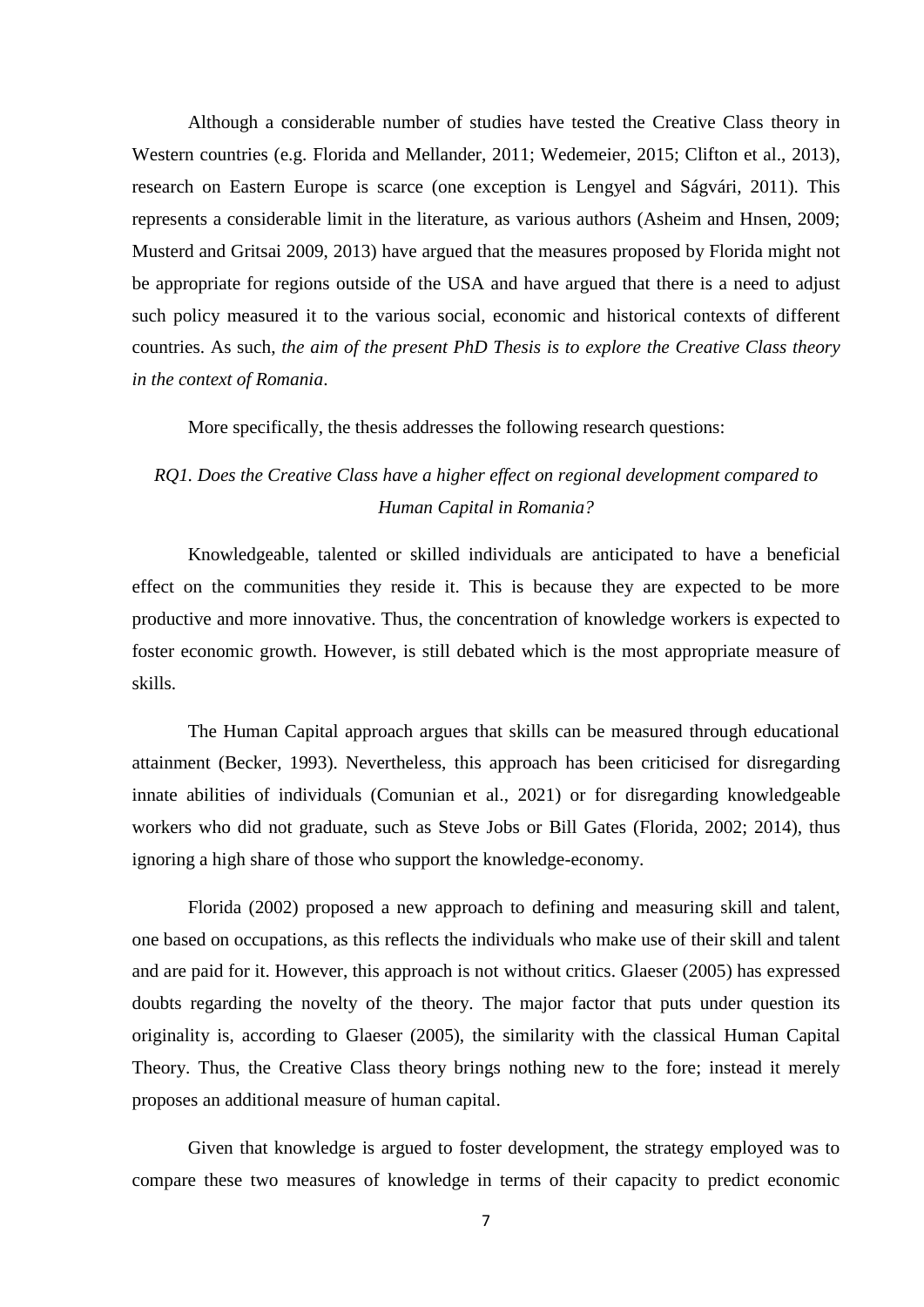Although a considerable number of studies have tested the Creative Class theory in Western countries (e.g. Florida and Mellander, 2011; Wedemeier, 2015; Clifton et al., 2013), research on Eastern Europe is scarce (one exception is Lengyel and Ságvári, 2011). This represents a considerable limit in the literature, as various authors (Asheim and Hnsen, 2009; Musterd and Gritsai 2009, 2013) have argued that the measures proposed by Florida might not be appropriate for regions outside of the USA and have argued that there is a need to adjust such policy measured it to the various social, economic and historical contexts of different countries. As such, *the aim of the present PhD Thesis is to explore the Creative Class theory in the context of Romania*.

More specifically, the thesis addresses the following research questions:

*RQ1. Does the Creative Class have a higher effect on regional development compared to Human Capital in Romania?*

Knowledgeable, talented or skilled individuals are anticipated to have a beneficial effect on the communities they reside it. This is because they are expected to be more productive and more innovative. Thus, the concentration of knowledge workers is expected to foster economic growth. However, is still debated which is the most appropriate measure of skills.

The Human Capital approach argues that skills can be measured through educational attainment (Becker, 1993). Nevertheless, this approach has been criticised for disregarding innate abilities of individuals (Comunian et al., 2021) or for disregarding knowledgeable workers who did not graduate, such as Steve Jobs or Bill Gates (Florida, 2002; 2014), thus ignoring a high share of those who support the knowledge-economy.

Florida (2002) proposed a new approach to defining and measuring skill and talent, one based on occupations, as this reflects the individuals who make use of their skill and talent and are paid for it. However, this approach is not without critics. Glaeser (2005) has expressed doubts regarding the novelty of the theory. The major factor that puts under question its originality is, according to Glaeser (2005), the similarity with the classical Human Capital Theory. Thus, the Creative Class theory brings nothing new to the fore; instead it merely proposes an additional measure of human capital.

Given that knowledge is argued to foster development, the strategy employed was to compare these two measures of knowledge in terms of their capacity to predict economic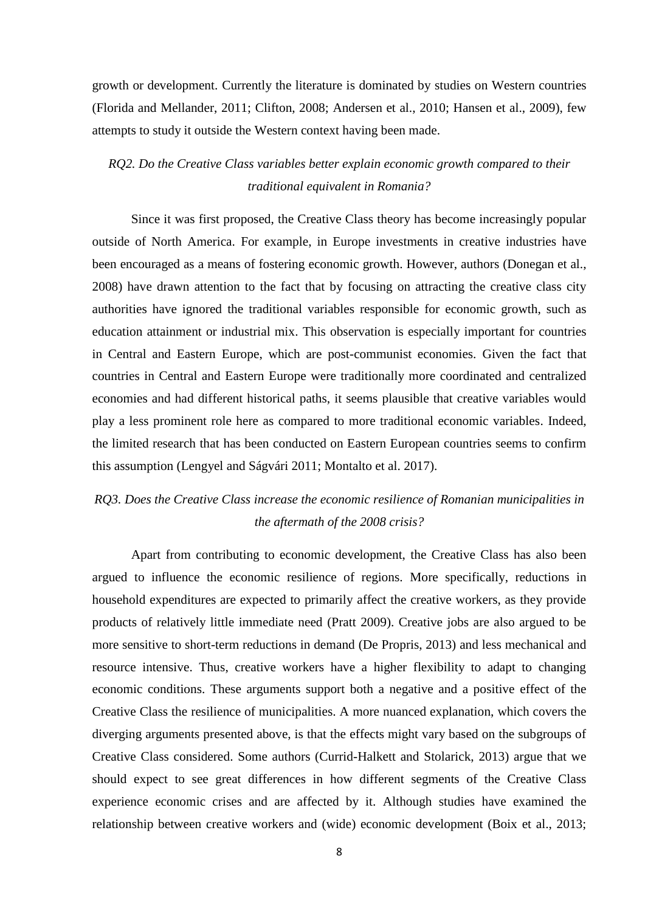growth or development. Currently the literature is dominated by studies on Western countries (Florida and Mellander, 2011; Clifton, 2008; Andersen et al., 2010; Hansen et al., 2009), few attempts to study it outside the Western context having been made.

*RQ2. Do the Creative Class variables better explain economic growth compared to their traditional equivalent in Romania?*

Since it was first proposed, the Creative Class theory has become increasingly popular outside of North America. For example, in Europe investments in creative industries have been encouraged as a means of fostering economic growth. However, authors (Donegan et al., 2008) have drawn attention to the fact that by focusing on attracting the creative class city authorities have ignored the traditional variables responsible for economic growth, such as education attainment or industrial mix. This observation is especially important for countries in Central and Eastern Europe, which are post-communist economies. Given the fact that countries in Central and Eastern Europe were traditionally more coordinated and centralized economies and had different historical paths, it seems plausible that creative variables would play a less prominent role here as compared to more traditional economic variables. Indeed, the limited research that has been conducted on Eastern European countries seems to confirm this assumption (Lengyel and Ságvári 2011; Montalto et al. 2017).

*RQ3. Does the Creative Class increase the economic resilience of Romanian municipalities in the aftermath of the 2008 crisis?*

Apart from contributing to economic development, the Creative Class has also been argued to influence the economic resilience of regions. More specifically, reductions in household expenditures are expected to primarily affect the creative workers, as they provide products of relatively little immediate need (Pratt 2009). Creative jobs are also argued to be more sensitive to short-term reductions in demand (De Propris, 2013) and less mechanical and resource intensive. Thus, creative workers have a higher flexibility to adapt to changing economic conditions. These arguments support both a negative and a positive effect of the Creative Class the resilience of municipalities. A more nuanced explanation, which covers the diverging arguments presented above, is that the effects might vary based on the subgroups of Creative Class considered. Some authors (Currid-Halkett and Stolarick, 2013) argue that we should expect to see great differences in how different segments of the Creative Class experience economic crises and are affected by it. Although studies have examined the relationship between creative workers and (wide) economic development (Boix et al., 2013;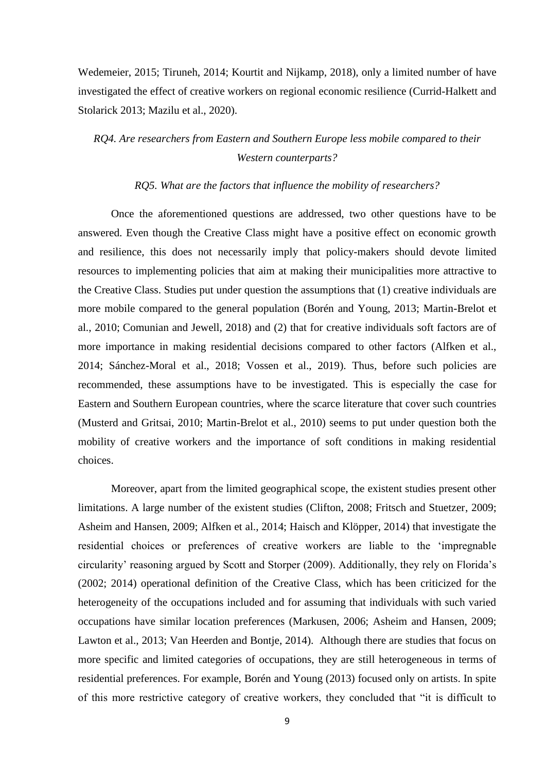Wedemeier, 2015; Tiruneh, 2014; Kourtit and Nijkamp, 2018), only a limited number of have investigated the effect of creative workers on regional economic resilience (Currid-Halkett and Stolarick 2013; Mazilu et al., 2020).

*RQ4. Are researchers from Eastern and Southern Europe less mobile compared to their Western counterparts?*

*RQ5. What are the factors that influence the mobility of researchers?*

Once the aforementioned questions are addressed, two other questions have to be answered. Even though the Creative Class might have a positive effect on economic growth and resilience, this does not necessarily imply that policy-makers should devote limited resources to implementing policies that aim at making their municipalities more attractive to the Creative Class. Studies put under question the assumptions that (1) creative individuals are more mobile compared to the general population (Borén and Young, 2013; Martin-Brelot et al., 2010; Comunian and Jewell, 2018) and (2) that for creative individuals soft factors are of more importance in making residential decisions compared to other factors (Alfken et al., 2014; Sánchez-Moral et al., 2018; Vossen et al., 2019). Thus, before such policies are recommended, these assumptions have to be investigated. This is especially the case for Eastern and Southern European countries, where the scarce literature that cover such countries (Musterd and Gritsai, 2010; Martin-Brelot et al., 2010) seems to put under question both the mobility of creative workers and the importance of soft conditions in making residential choices.

Moreover, apart from the limited geographical scope, the existent studies present other limitations. A large number of the existent studies (Clifton, 2008; Fritsch and Stuetzer, 2009; Asheim and Hansen, 2009; Alfken et al., 2014; Haisch and Klöpper, 2014) that investigate the residential choices or preferences of creative workers are liable to the 'impregnable circularity' reasoning argued by Scott and Storper (2009). Additionally, they rely on Florida's (2002; 2014) operational definition of the Creative Class, which has been criticized for the heterogeneity of the occupations included and for assuming that individuals with such varied occupations have similar location preferences (Markusen, 2006; Asheim and Hansen, 2009; Lawton et al., 2013; Van Heerden and Bontje, 2014). Although there are studies that focus on more specific and limited categories of occupations, they are still heterogeneous in terms of residential preferences. For example, Borén and Young (2013) focused only on artists. In spite of this more restrictive category of creative workers, they concluded that "it is difficult to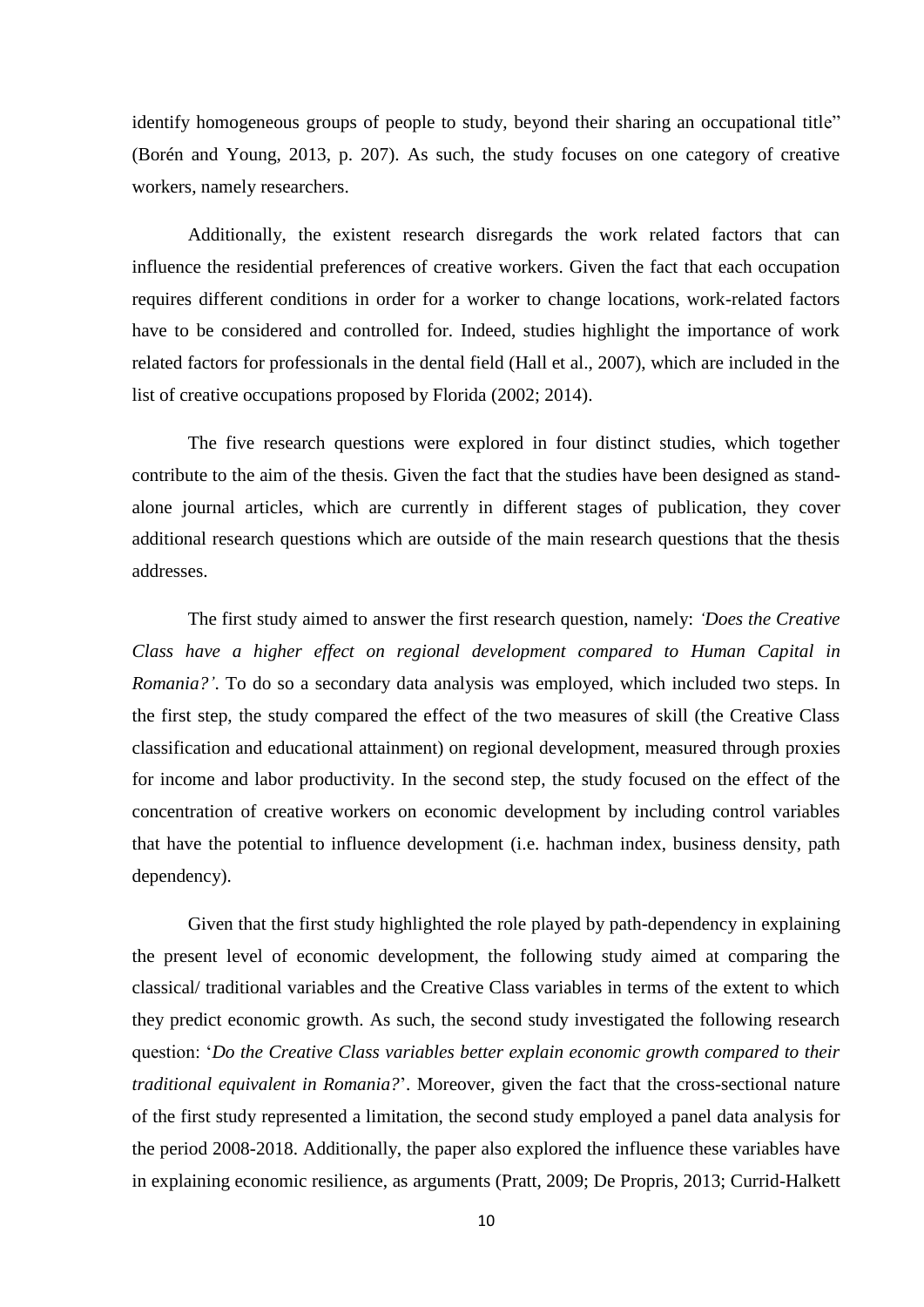identify homogeneous groups of people to study, beyond their sharing an occupational title" (Borén and Young, 2013, p. 207). As such, the study focuses on one category of creative workers, namely researchers.

Additionally, the existent research disregards the work related factors that can influence the residential preferences of creative workers. Given the fact that each occupation requires different conditions in order for a worker to change locations, work-related factors have to be considered and controlled for. Indeed, studies highlight the importance of work related factors for professionals in the dental field (Hall et al., 2007), which are included in the list of creative occupations proposed by Florida (2002; 2014).

The five research questions were explored in four distinct studies, which together contribute to the aim of the thesis. Given the fact that the studies have been designed as stand-alone journal articles, which are currently in different stages of publication, they cover additional research questions which are outside of the main research questions that the thesis addresses.

The first study aimed to answer the first research question, namely: *'Does the Creative Class have a higher effect on regional development compared to Human Capital in Romania?'*. To do so a secondary data analysis was employed, which included two steps. In the first step, the study compared the effect of the two measures of skill (the Creative Class classification and educational attainment) on regional development, measured through proxies for income and labor productivity. In the second step, the study focused on the effect of the concentration of creative workers on economic development by including control variables that have the potential to influence development (i.e. hachman index, business density, path dependency).

Given that the first study highlighted the role played by path-dependency in explaining the present level of economic development, the following study aimed at comparing the classical/ traditional variables and the Creative Class variables in terms of the extent to which they predict economic growth. As such, the second study investigated the following research question: '*Do the Creative Class variables better explain economic growth compared to their traditional equivalent in Romania?*'. Moreover, given the fact that the cross-sectional nature of the first study represented a limitation, the second study employed a panel data analysis for the period 2008-2018. Additionally, the paper also explored the influence these variables have in explaining economic resilience, as arguments (Pratt, 2009; De Propris, 2013; Currid-Halkett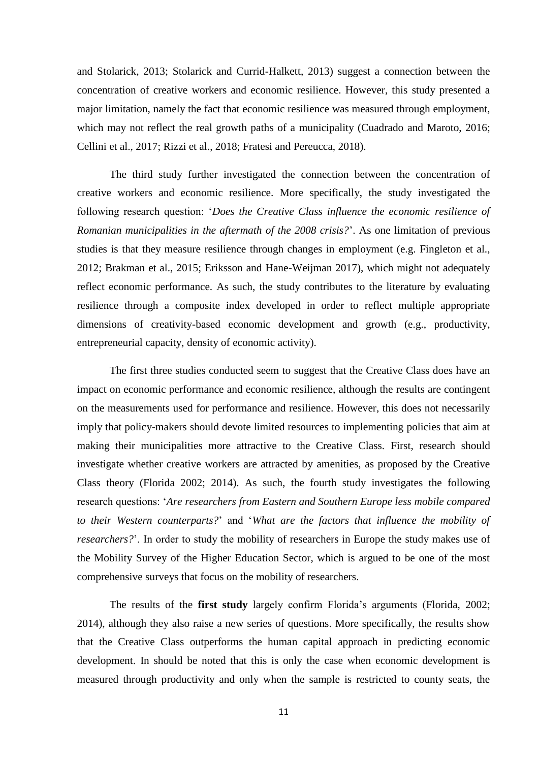and Stolarick, 2013; Stolarick and Currid-Halkett, 2013) suggest a connection between the concentration of creative workers and economic resilience. However, this study presented a major limitation, namely the fact that economic resilience was measured through employment, which may not reflect the real growth paths of a municipality (Cuadrado and Maroto, 2016; Cellini et al., 2017; Rizzi et al., 2018; Fratesi and Pereucca, 2018).

The third study further investigated the connection between the concentration of creative workers and economic resilience. More specifically, the study investigated the following research question: '*Does the Creative Class influence the economic resilience of Romanian municipalities in the aftermath of the 2008 crisis?*'. As one limitation of previous studies is that they measure resilience through changes in employment (e.g. Fingleton et al., 2012; Brakman et al., 2015; Eriksson and Hane-Weijman 2017), which might not adequately reflect economic performance. As such, the study contributes to the literature by evaluating resilience through a composite index developed in order to reflect multiple appropriate dimensions of creativity-based economic development and growth (e.g., productivity, entrepreneurial capacity, density of economic activity).

The first three studies conducted seem to suggest that the Creative Class does have an impact on economic performance and economic resilience, although the results are contingent on the measurements used for performance and resilience. However, this does not necessarily imply that policy-makers should devote limited resources to implementing policies that aim at making their municipalities more attractive to the Creative Class. First, research should investigate whether creative workers are attracted by amenities, as proposed by the Creative Class theory (Florida 2002; 2014). As such, the fourth study investigates the following research questions: '*Are researchers from Eastern and Southern Europe less mobile compared to their Western counterparts?*' and '*What are the factors that influence the mobility of researchers?*'. In order to study the mobility of researchers in Europe the study makes use of the Mobility Survey of the Higher Education Sector, which is argued to be one of the most comprehensive surveys that focus on the mobility of researchers.

The results of the **first study** largely confirm Florida's arguments (Florida, 2002; 2014), although they also raise a new series of questions. More specifically, the results show that the Creative Class outperforms the human capital approach in predicting economic development. In should be noted that this is only the case when economic development is measured through productivity and only when the sample is restricted to county seats, the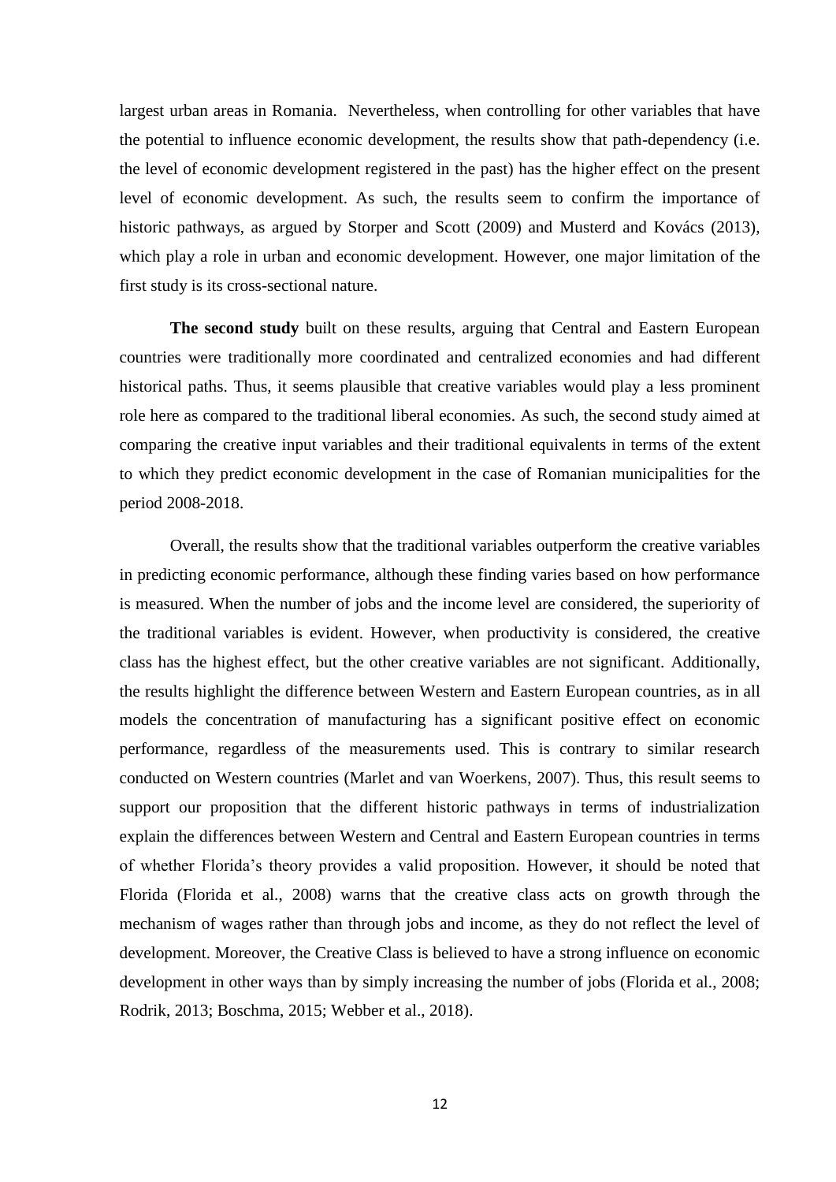largest urban areas in Romania. Nevertheless, when controlling for other variables that have the potential to influence economic development, the results show that path-dependency (i.e. the level of economic development registered in the past) has the higher effect on the present level of economic development. As such, the results seem to confirm the importance of historic pathways, as argued by Storper and Scott (2009) and Musterd and Kovács (2013), which play a role in urban and economic development. However, one major limitation of the first study is its cross-sectional nature.

**The second study** built on these results, arguing that Central and Eastern European countries were traditionally more coordinated and centralized economies and had different historical paths. Thus, it seems plausible that creative variables would play a less prominent role here as compared to the traditional liberal economies. As such, the second study aimed at comparing the creative input variables and their traditional equivalents in terms of the extent to which they predict economic development in the case of Romanian municipalities for the period 2008-2018.

Overall, the results show that the traditional variables outperform the creative variables in predicting economic performance, although these finding varies based on how performance is measured. When the number of jobs and the income level are considered, the superiority of the traditional variables is evident. However, when productivity is considered, the creative class has the highest effect, but the other creative variables are not significant. Additionally, the results highlight the difference between Western and Eastern European countries, as in all models the concentration of manufacturing has a significant positive effect on economic performance, regardless of the measurements used. This is contrary to similar research conducted on Western countries (Marlet and van Woerkens, 2007). Thus, this result seems to support our proposition that the different historic pathways in terms of industrialization explain the differences between Western and Central and Eastern European countries in terms of whether Florida's theory provides a valid proposition. However, it should be noted that Florida (Florida et al., 2008) warns that the creative class acts on growth through the mechanism of wages rather than through jobs and income, as they do not reflect the level of development. Moreover, the Creative Class is believed to have a strong influence on economic development in other ways than by simply increasing the number of jobs (Florida et al., 2008; Rodrik, 2013; Boschma, 2015; Webber et al., 2018).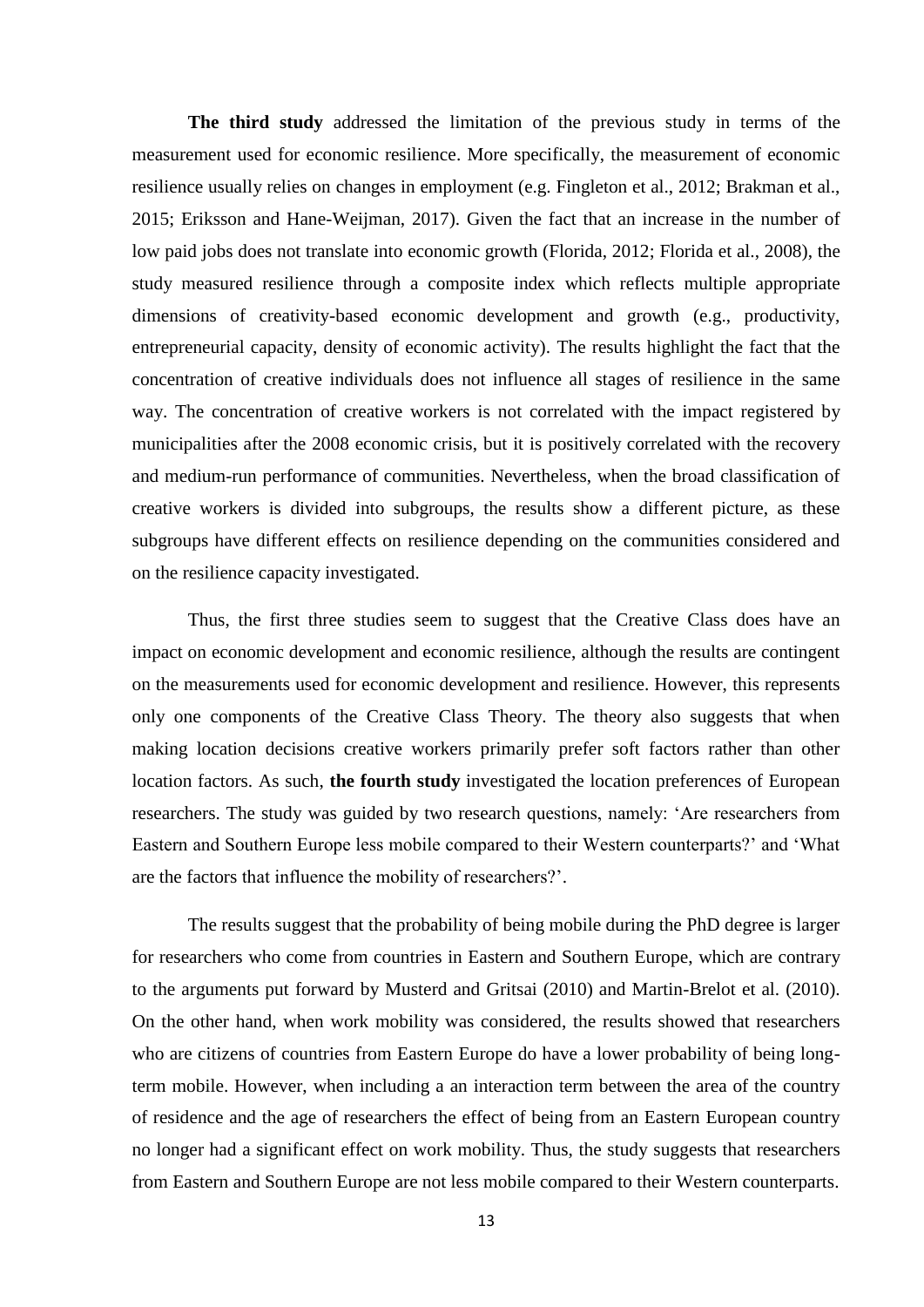**The third study** addressed the limitation of the previous study in terms of the measurement used for economic resilience. More specifically, the measurement of economic resilience usually relies on changes in employment (e.g. Fingleton et al., 2012; Brakman et al., 2015; Eriksson and Hane-Weijman, 2017). Given the fact that an increase in the number of low paid jobs does not translate into economic growth (Florida, 2012; Florida et al., 2008), the study measured resilience through a composite index which reflects multiple appropriate dimensions of creativity-based economic development and growth (e.g., productivity, entrepreneurial capacity, density of economic activity). The results highlight the fact that the concentration of creative individuals does not influence all stages of resilience in the same way. The concentration of creative workers is not correlated with the impact registered by municipalities after the 2008 economic crisis, but it is positively correlated with the recovery and medium-run performance of communities. Nevertheless, when the broad classification of creative workers is divided into subgroups, the results show a different picture, as these subgroups have different effects on resilience depending on the communities considered and on the resilience capacity investigated.

Thus, the first three studies seem to suggest that the Creative Class does have an impact on economic development and economic resilience, although the results are contingent on the measurements used for economic development and resilience. However, this represents only one components of the Creative Class Theory. The theory also suggests that when making location decisions creative workers primarily prefer soft factors rather than other location factors. As such, **the fourth study** investigated the location preferences of European researchers. The study was guided by two research questions, namely: 'Are researchers from Eastern and Southern Europe less mobile compared to their Western counterparts?' and 'What are the factors that influence the mobility of researchers?'.

The results suggest that the probability of being mobile during the PhD degree is larger for researchers who come from countries in Eastern and Southern Europe, which are contrary to the arguments put forward by Musterd and Gritsai (2010) and Martin-Brelot et al. (2010). On the other hand, when work mobility was considered, the results showed that researchers who are citizens of countries from Eastern Europe do have a lower probability of being long-term mobile. However, when including a an interaction term between the area of the country of residence and the age of researchers the effect of being from an Eastern European country no longer had a significant effect on work mobility. Thus, the study suggests that researchers from Eastern and Southern Europe are not less mobile compared to their Western counterparts.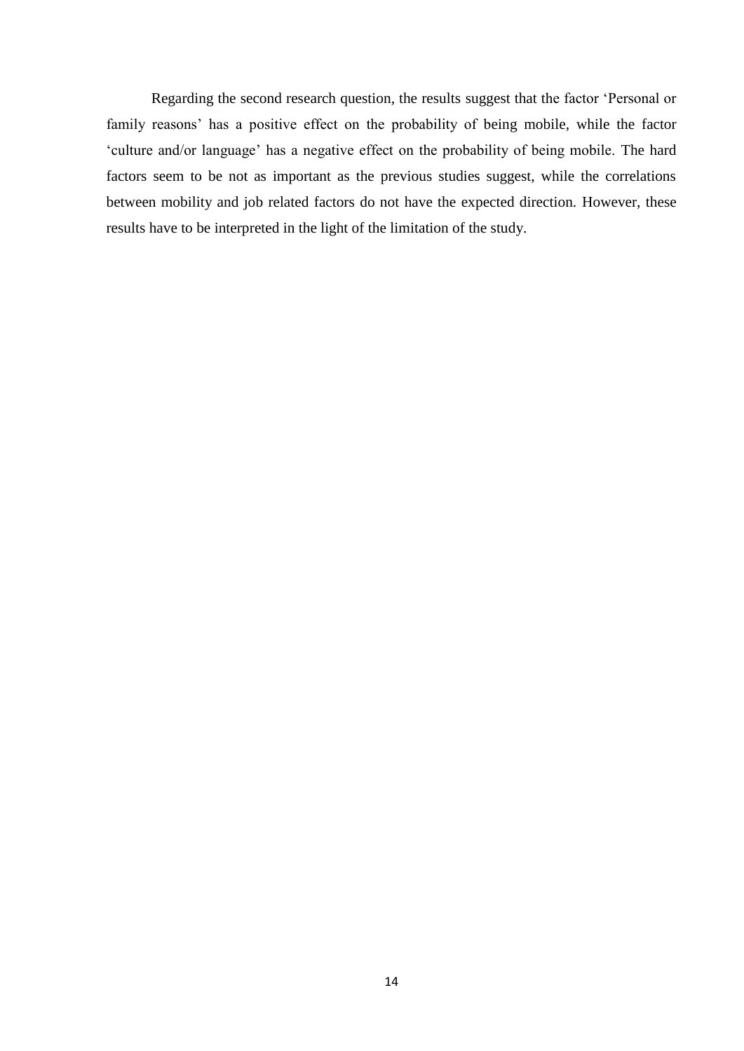Regarding the second research question, the results suggest that the factor 'Personal or family reasons' has a positive effect on the probability of being mobile, while the factor 'culture and/or language' has a negative effect on the probability of being mobile. The hard factors seem to be not as important as the previous studies suggest, while the correlations between mobility and job related factors do not have the expected direction. However, these results have to be interpreted in the light of the limitation of the study.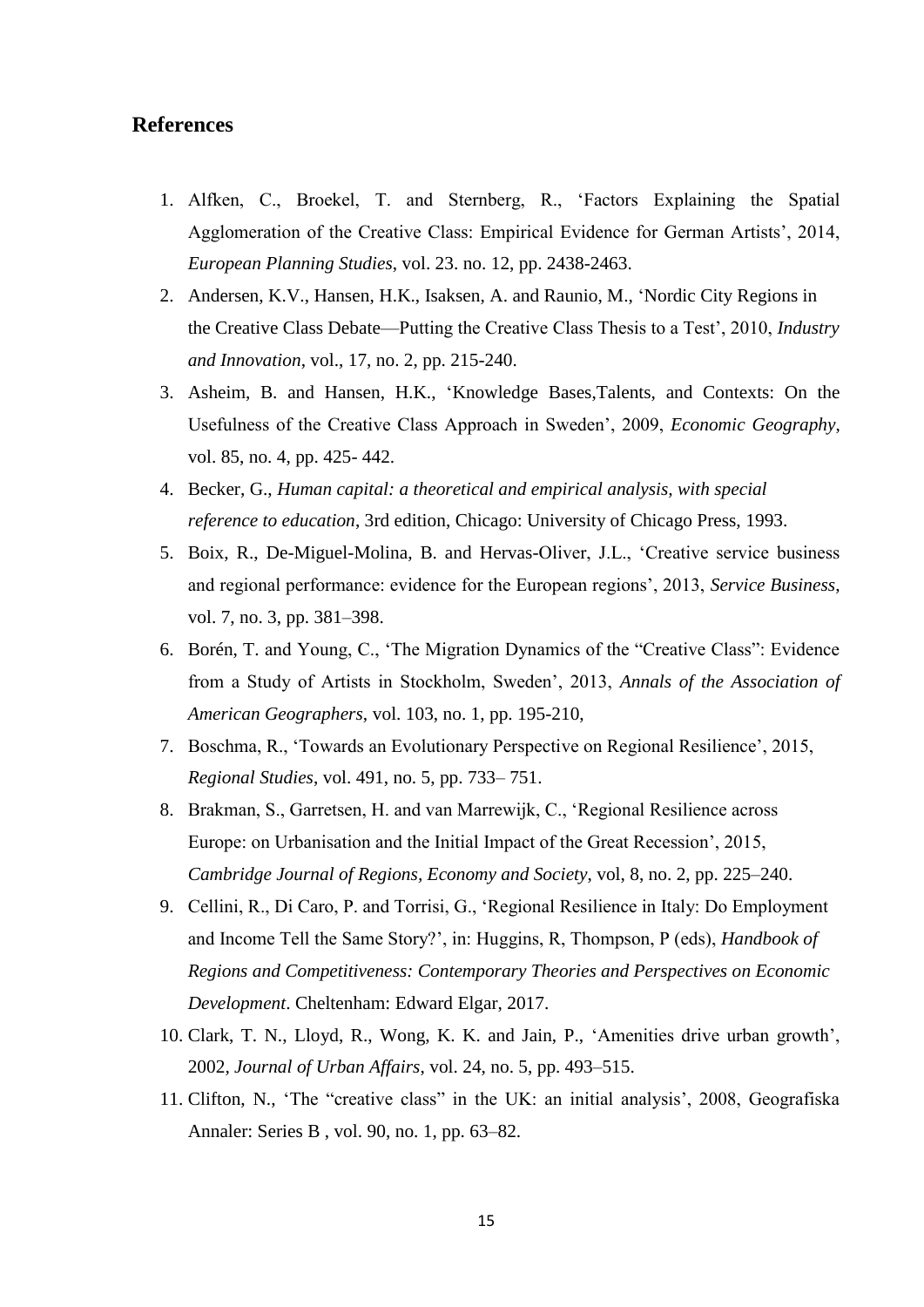## References

1. Alfken, C., Broekel, T. and Sternberg, R., 'Factors Explaining the Spatial Agglomeration of the Creative Class: Empirical Evidence for German Artists', 2014, *European Planning Studies*, vol. 23. no. 12, pp. 2438-2463.
2. Andersen, K.V., Hansen, H.K., Isaksen, A. and Raunio, M., 'Nordic City Regions in the Creative Class Debate—Putting the Creative Class Thesis to a Test', 2010, *Industry and Innovation*, vol., 17, no. 2, pp. 215-240.
3. Asheim, B. and Hansen, H.K., 'Knowledge Bases,Talents, and Contexts: On the Usefulness of the Creative Class Approach in Sweden', 2009, *Economic Geography*, vol. 85, no. 4, pp. 425- 442.
4. Becker, G., *Human capital: a theoretical and empirical analysis, with special reference to education*, 3rd edition, Chicago: University of Chicago Press, 1993.
5. Boix, R., De-Miguel-Molina, B. and Hervas-Oliver, J.L., 'Creative service business and regional performance: evidence for the European regions', 2013, *Service Business*, vol. 7, no. 3, pp. 381–398.
6. Borén, T. and Young, C., 'The Migration Dynamics of the "Creative Class": Evidence from a Study of Artists in Stockholm, Sweden', 2013, *Annals of the Association of American Geographers*, vol. 103, no. 1, pp. 195-210,
7. Boschma, R., 'Towards an Evolutionary Perspective on Regional Resilience', 2015, *Regional Studies*, vol. 491, no. 5, pp. 733– 751.
8. Brakman, S., Garretsen, H. and van Marrewijk, C., 'Regional Resilience across Europe: on Urbanisation and the Initial Impact of the Great Recession', 2015, *Cambridge Journal of Regions, Economy and Society*, vol, 8, no. 2, pp. 225–240.
9. Cellini, R., Di Caro, P. and Torrisi, G., 'Regional Resilience in Italy: Do Employment and Income Tell the Same Story?', in: Huggins, R, Thompson, P (eds), *Handbook of Regions and Competitiveness: Contemporary Theories and Perspectives on Economic Development*. Cheltenham: Edward Elgar, 2017.
10. Clark, T. N., Lloyd, R., Wong, K. K. and Jain, P., 'Amenities drive urban growth', 2002, *Journal of Urban Affairs*, vol. 24, no. 5, pp. 493–515.
11. Clifton, N., 'The "creative class" in the UK: an initial analysis', 2008, Geografiska Annaler: Series B , vol. 90, no. 1, pp. 63–82.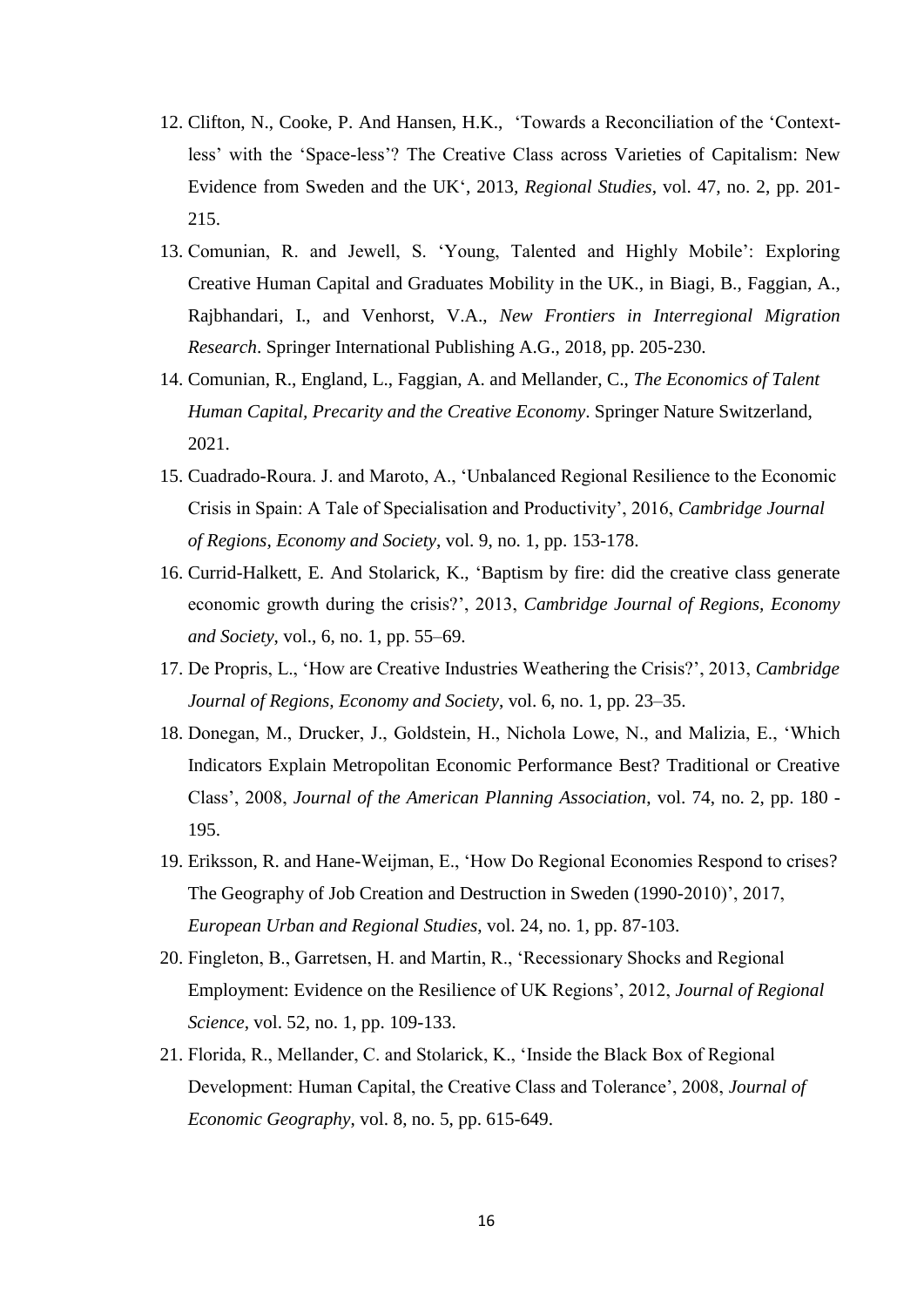12. Clifton, N., Cooke, P. And Hansen, H.K., 'Towards a Reconciliation of the 'Context-less' with the 'Space-less'? The Creative Class across Varieties of Capitalism: New Evidence from Sweden and the UK', 2013, *Regional Studies*, vol. 47, no. 2, pp. 201-215.
13. Comunian, R. and Jewell, S. 'Young, Talented and Highly Mobile': Exploring Creative Human Capital and Graduates Mobility in the UK., in Biagi, B., Faggian, A., Rajbhandari, I., and Venhorst, V.A., *New Frontiers in Interregional Migration Research*. Springer International Publishing A.G., 2018, pp. 205-230.
14. Comunian, R., England, L., Faggian, A. and Mellander, C., *The Economics of Talent Human Capital, Precarity and the Creative Economy*. Springer Nature Switzerland, 2021.
15. Cuadrado-Roura. J. and Maroto, A., 'Unbalanced Regional Resilience to the Economic Crisis in Spain: A Tale of Specialisation and Productivity', 2016, *Cambridge Journal of Regions, Economy and Society*, vol. 9, no. 1, pp. 153-178.
16. Currid-Halkett, E. And Stolarick, K., 'Baptism by fire: did the creative class generate economic growth during the crisis?', 2013, *Cambridge Journal of Regions, Economy and Society*, vol., 6, no. 1, pp. 55–69.
17. De Propris, L., 'How are Creative Industries Weathering the Crisis?', 2013, *Cambridge Journal of Regions, Economy and Society*, vol. 6, no. 1, pp. 23–35.
18. Donegan, M., Drucker, J., Goldstein, H., Nichola Lowe, N., and Malizia, E., 'Which Indicators Explain Metropolitan Economic Performance Best? Traditional or Creative Class', 2008, *Journal of the American Planning Association*, vol. 74, no. 2, pp. 180 - 195.
19. Eriksson, R. and Hane-Weijman, E., 'How Do Regional Economies Respond to crises? The Geography of Job Creation and Destruction in Sweden (1990-2010)', 2017, *European Urban and Regional Studies*, vol. 24, no. 1, pp. 87-103.
20. Fingleton, B., Garretsen, H. and Martin, R., 'Recessionary Shocks and Regional Employment: Evidence on the Resilience of UK Regions', 2012, *Journal of Regional Science*, vol. 52, no. 1, pp. 109-133.
21. Florida, R., Mellander, C. and Stolarick, K., 'Inside the Black Box of Regional Development: Human Capital, the Creative Class and Tolerance', 2008, *Journal of Economic Geography*, vol. 8, no. 5, pp. 615-649.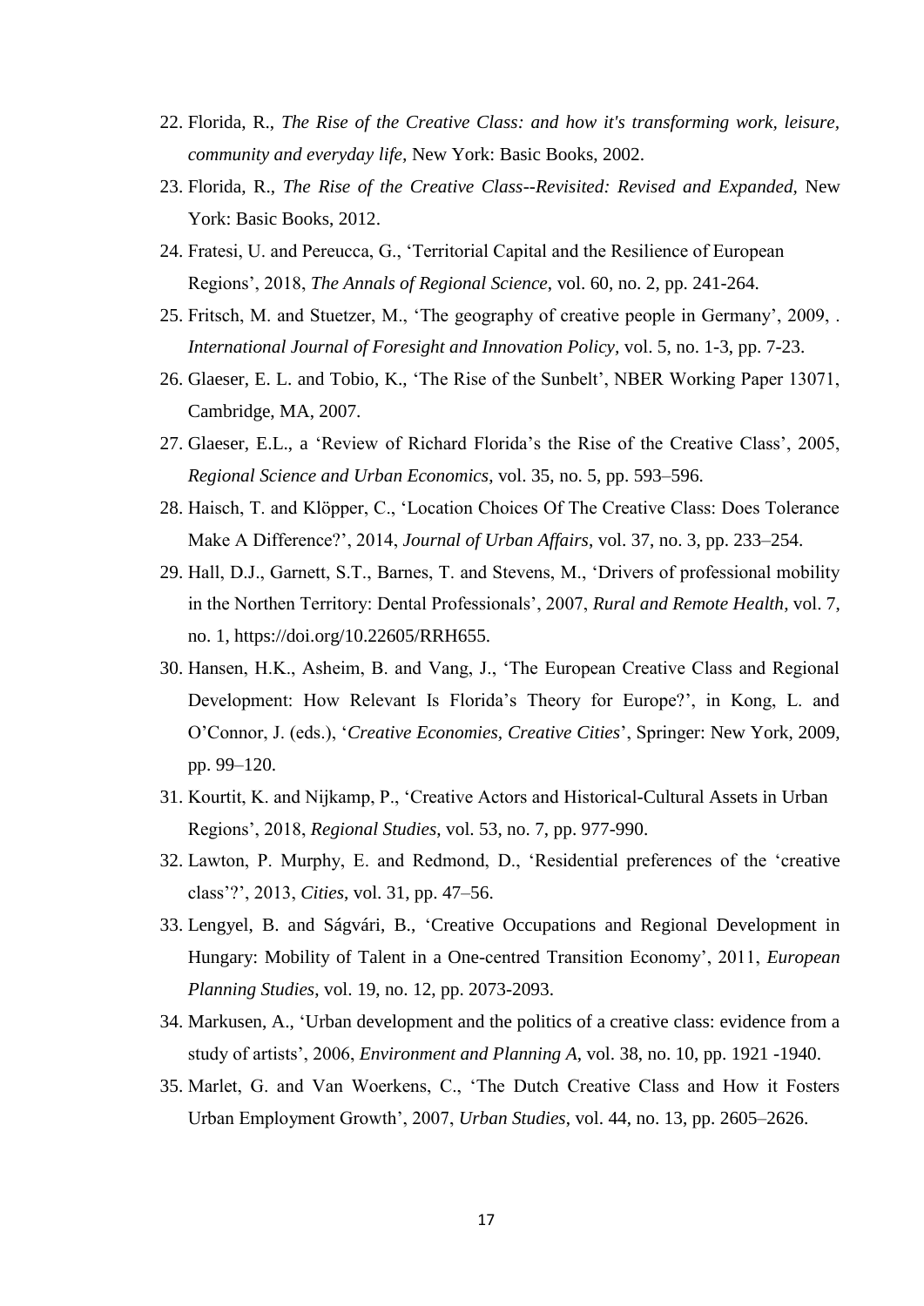22. Florida, R., *The Rise of the Creative Class: and how it's transforming work, leisure, community and everyday life*, New York: Basic Books, 2002.
23. Florida, R., *The Rise of the Creative Class--Revisited: Revised and Expanded*, New York: Basic Books, 2012.
24. Fratesi, U. and Pereucca, G., 'Territorial Capital and the Resilience of European Regions', 2018, *The Annals of Regional Science*, vol. 60, no. 2, pp. 241-264.
25. Fritsch, M. and Stuetzer, M., 'The geography of creative people in Germany', 2009, . *International Journal of Foresight and Innovation Policy*, vol. 5, no. 1-3, pp. 7-23.
26. Glaeser, E. L. and Tobio, K., 'The Rise of the Sunbelt', NBER Working Paper 13071, Cambridge, MA, 2007.
27. Glaeser, E.L., a 'Review of Richard Florida's the Rise of the Creative Class', 2005, *Regional Science and Urban Economics*, vol. 35, no. 5, pp. 593–596.
28. Haisch, T. and Klöpper, C., 'Location Choices Of The Creative Class: Does Tolerance Make A Difference?', 2014, *Journal of Urban Affairs*, vol. 37, no. 3, pp. 233–254.
29. Hall, D.J., Garnett, S.T., Barnes, T. and Stevens, M., 'Drivers of professional mobility in the Northen Territory: Dental Professionals', 2007, *Rural and Remote Health*, vol. 7, no. 1, https://doi.org/10.22605/RRH655.
30. Hansen, H.K., Asheim, B. and Vang, J., 'The European Creative Class and Regional Development: How Relevant Is Florida's Theory for Europe?', in Kong, L. and O'Connor, J. (eds.), '*Creative Economies, Creative Cities*', Springer: New York, 2009, pp. 99–120.
31. Kourtit, K. and Nijkamp, P., 'Creative Actors and Historical-Cultural Assets in Urban Regions', 2018, *Regional Studies*, vol. 53, no. 7, pp. 977-990.
32. Lawton, P. Murphy, E. and Redmond, D., 'Residential preferences of the 'creative class'?', 2013, *Cities*, vol. 31, pp. 47–56.
33. Lengyel, B. and Ságvári, B., 'Creative Occupations and Regional Development in Hungary: Mobility of Talent in a One-centred Transition Economy', 2011, *European Planning Studies*, vol. 19, no. 12, pp. 2073-2093.
34. Markusen, A., 'Urban development and the politics of a creative class: evidence from a study of artists', 2006, *Environment and Planning A*, vol. 38, no. 10, pp. 1921 -1940.
35. Marlet, G. and Van Woerkens, C., 'The Dutch Creative Class and How it Fosters Urban Employment Growth', 2007, *Urban Studies*, vol. 44, no. 13, pp. 2605–2626.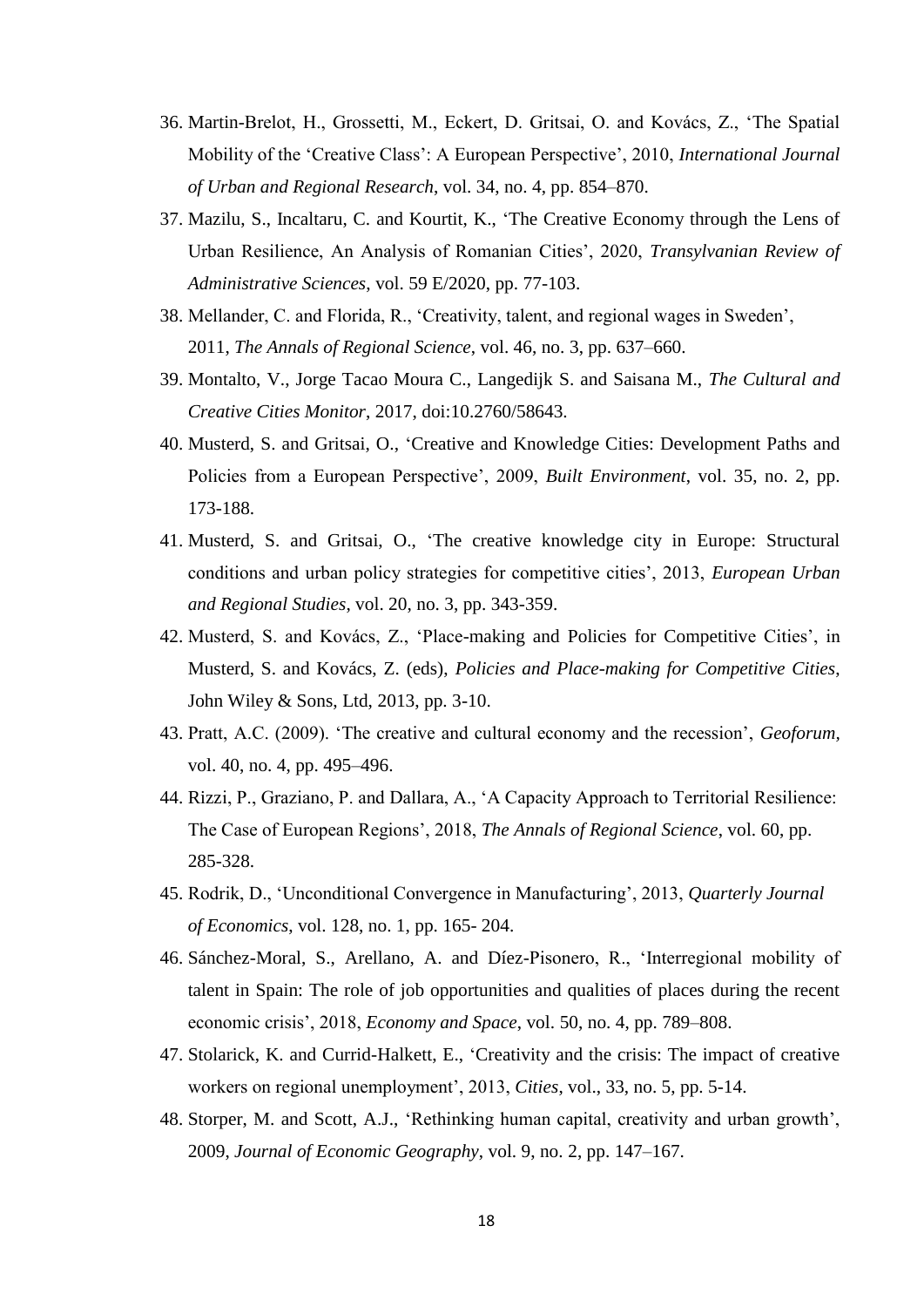36. Martin-Brelot, H., Grossetti, M., Eckert, D. Gritsai, O. and Kovács, Z., 'The Spatial Mobility of the 'Creative Class': A European Perspective', 2010, *International Journal of Urban and Regional Research*, vol. 34, no. 4, pp. 854–870.
37. Mazilu, S., Incaltaru, C. and Kourtit, K., 'The Creative Economy through the Lens of Urban Resilience, An Analysis of Romanian Cities', 2020, *Transylvanian Review of Administrative Sciences*, vol. 59 E/2020, pp. 77-103.
38. Mellander, C. and Florida, R., 'Creativity, talent, and regional wages in Sweden', 2011, *The Annals of Regional Science*, vol. 46, no. 3, pp. 637–660.
39. Montalto, V., Jorge Tacao Moura C., Langedijk S. and Saisana M., *The Cultural and Creative Cities Monitor*, 2017, doi:10.2760/58643.
40. Musterd, S. and Gritsai, O., 'Creative and Knowledge Cities: Development Paths and Policies from a European Perspective', 2009, *Built Environment*, vol. 35, no. 2, pp. 173-188.
41. Musterd, S. and Gritsai, O., 'The creative knowledge city in Europe: Structural conditions and urban policy strategies for competitive cities', 2013, *European Urban and Regional Studies*, vol. 20, no. 3, pp. 343-359.
42. Musterd, S. and Kovács, Z., 'Place-making and Policies for Competitive Cities', in Musterd, S. and Kovács, Z. (eds), *Policies and Place-making for Competitive Cities*, John Wiley & Sons, Ltd, 2013, pp. 3-10.
43. Pratt, A.C. (2009). 'The creative and cultural economy and the recession', *Geoforum*, vol. 40, no. 4, pp. 495–496.
44. Rizzi, P., Graziano, P. and Dallara, A., 'A Capacity Approach to Territorial Resilience: The Case of European Regions', 2018, *The Annals of Regional Science*, vol. 60, pp. 285-328.
45. Rodrik, D., 'Unconditional Convergence in Manufacturing', 2013, *Quarterly Journal of Economics*, vol. 128, no. 1, pp. 165- 204.
46. Sánchez-Moral, S., Arellano, A. and Díez-Pisonero, R., 'Interregional mobility of talent in Spain: The role of job opportunities and qualities of places during the recent economic crisis', 2018, *Economy and Space*, vol. 50, no. 4, pp. 789–808.
47. Stolarick, K. and Currid-Halkett, E., 'Creativity and the crisis: The impact of creative workers on regional unemployment', 2013, *Cities*, vol., 33, no. 5, pp. 5-14.
48. Storper, M. and Scott, A.J., 'Rethinking human capital, creativity and urban growth', 2009, *Journal of Economic Geography*, vol. 9, no. 2, pp. 147–167.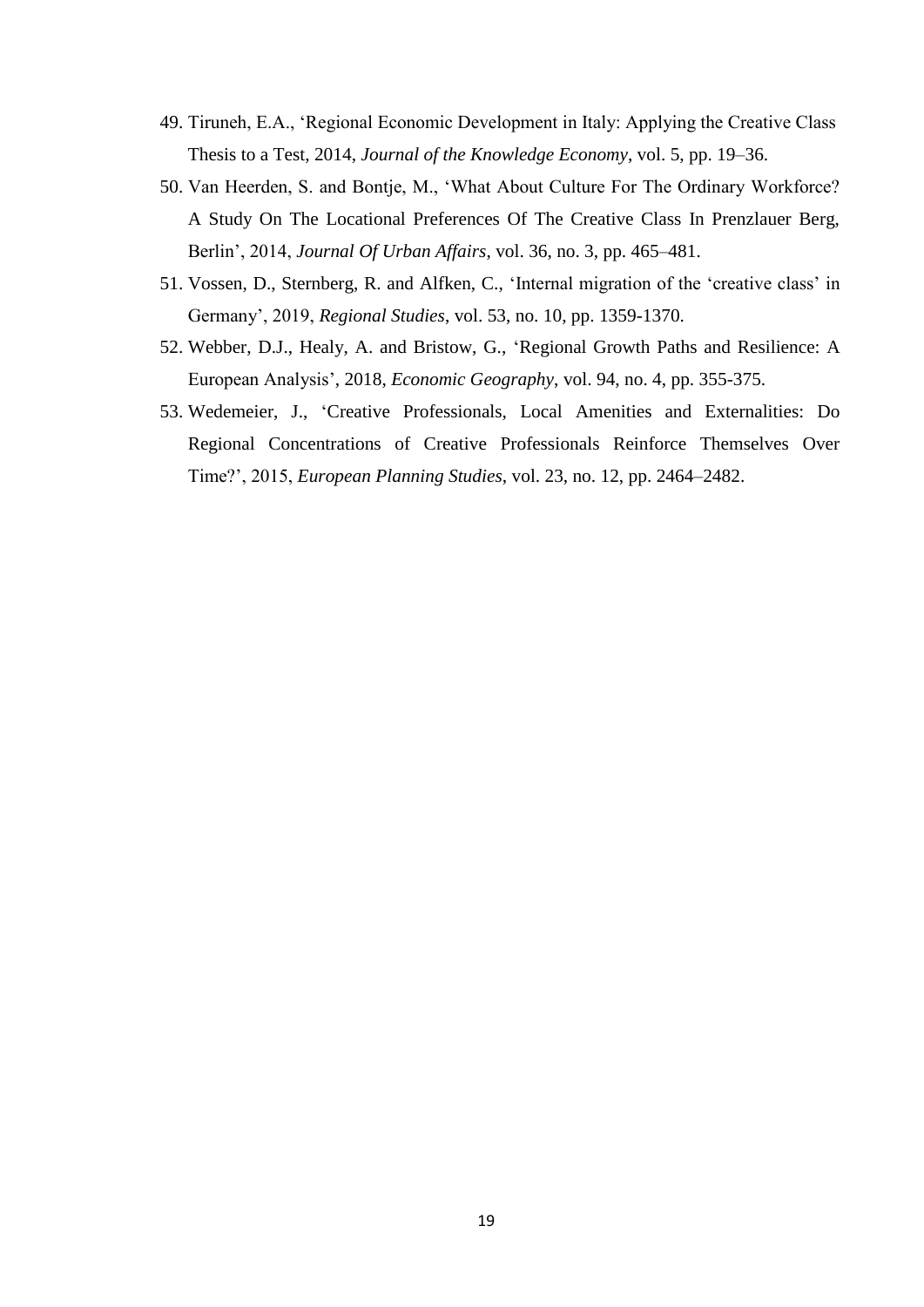49. Tiruneh, E.A., 'Regional Economic Development in Italy: Applying the Creative Class Thesis to a Test, 2014, *Journal of the Knowledge Economy*, vol. 5, pp. 19–36.
50. Van Heerden, S. and Bontje, M., 'What About Culture For The Ordinary Workforce? A Study On The Locational Preferences Of The Creative Class In Prenzlauer Berg, Berlin', 2014, *Journal Of Urban Affairs*, vol. 36, no. 3, pp. 465–481.
51. Vossen, D., Sternberg, R. and Alfken, C., 'Internal migration of the 'creative class' in Germany', 2019, *Regional Studies*, vol. 53, no. 10, pp. 1359-1370.
52. Webber, D.J., Healy, A. and Bristow, G., 'Regional Growth Paths and Resilience: A European Analysis', 2018, *Economic Geography*, vol. 94, no. 4, pp. 355-375.
53. Wedemeier, J., 'Creative Professionals, Local Amenities and Externalities: Do Regional Concentrations of Creative Professionals Reinforce Themselves Over Time?', 2015, *European Planning Studies*, vol. 23, no. 12, pp. 2464–2482.